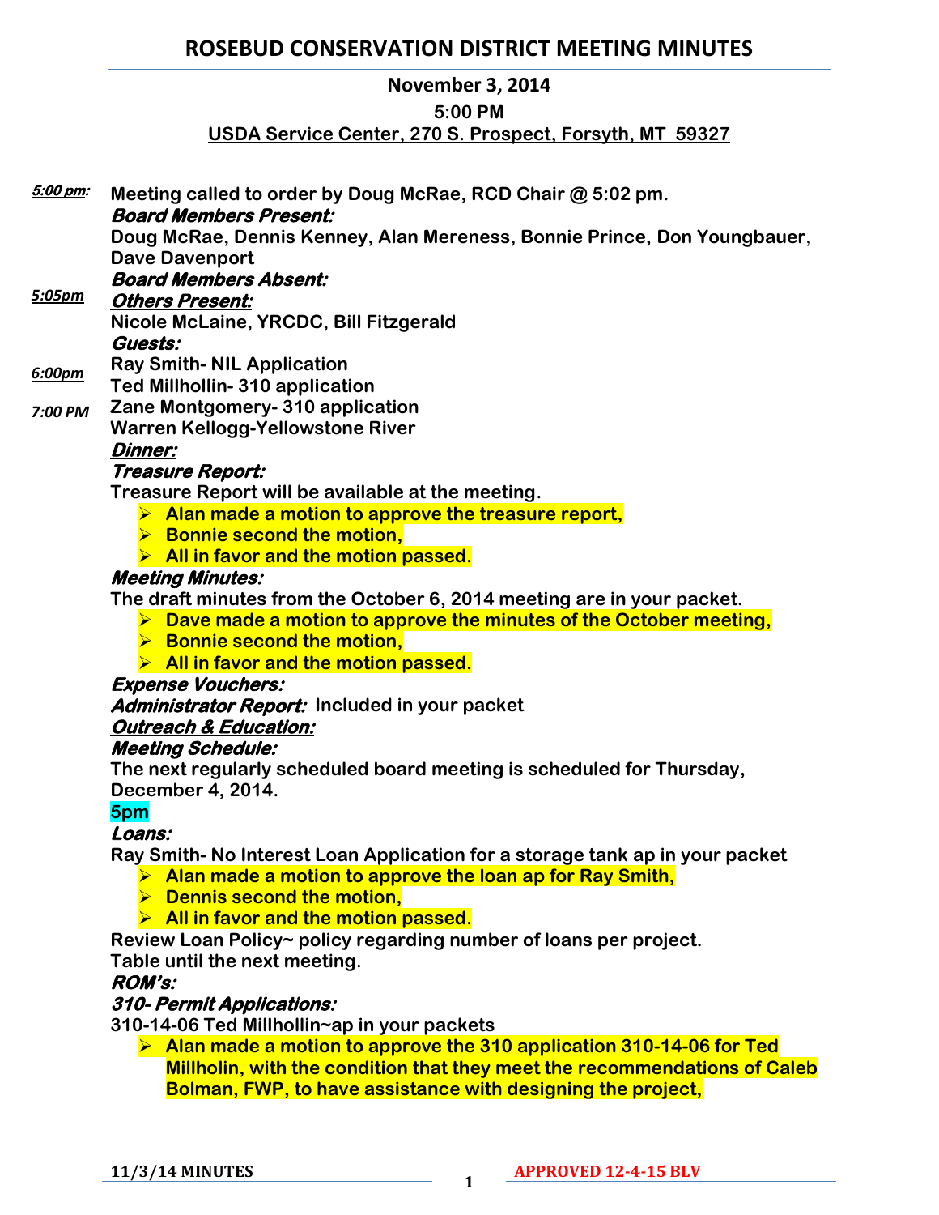# ROSEBUD CONSERVATION DISTRICT MEETING MINUTES

**November 3, 2014**

**5:00 PM**

**USDA Service Center, 270 S. Prospect, Forsyth, MT 59327**

***5:00 pm:*** **Meeting called to order by Doug McRae, RCD Chair @ 5:02 pm.**

***Board Members Present:***

**Doug McRae, Dennis Kenney, Alan Mereness, Bonnie Prince, Don Youngbauer, Dave Davenport**

***Board Members Absent:***

***5:05pm*** ***Others Present:***

**Nicole McLaine, YRCDC, Bill Fitzgerald**

***Guests:***

**Ray Smith- NIL Application**

***6:00pm*** **Ted Millhollin- 310 application**

***7:00 PM*** **Zane Montgomery- 310 application**

**Warren Kellogg-Yellowstone River**

***Dinner:***

***Treasure Report:***

**Treasure Report will be available at the meeting.**

- **Alan made a motion to approve the treasure report,**
- **Bonnie second the motion,**
- **All in favor and the motion passed.**

***Meeting Minutes:***

**The draft minutes from the October 6, 2014 meeting are in your packet.**

- **Dave made a motion to approve the minutes of the October meeting,**
- **Bonnie second the motion,**
- **All in favor and the motion passed.**

***Expense Vouchers:***

***Administrator Report:*** **Included in your packet**

***Outreach & Education:***

***Meeting Schedule:***

**The next regularly scheduled board meeting is scheduled for Thursday, December 4, 2014.**

**5pm**

***Loans:***

**Ray Smith- No Interest Loan Application for a storage tank ap in your packet**

- **Alan made a motion to approve the loan ap for Ray Smith,**
- **Dennis second the motion,**
- **All in favor and the motion passed.**

**Review Loan Policy~ policy regarding number of loans per project.**

**Table until the next meeting.**

***ROM's:***

***310- Permit Applications:***

**310-14-06 Ted Millhollin~ap in your packets**

- **Alan made a motion to approve the 310 application 310-14-06 for Ted Millholin, with the condition that they meet the recommendations of Caleb Bolman, FWP, to have assistance with designing the project,**

**11/3/14 MINUTES** **APPROVED 12-4-15 BLV**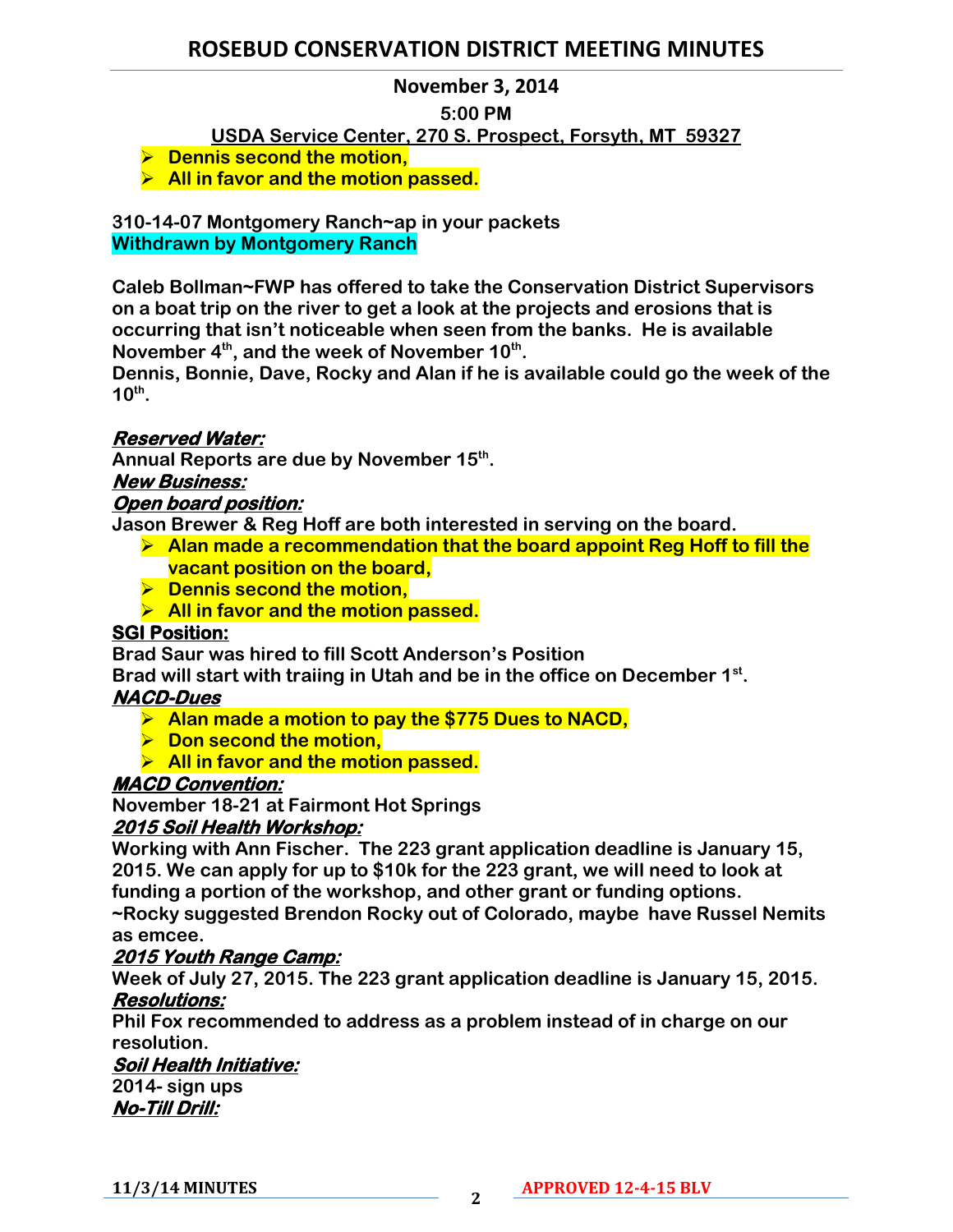# ROSEBUD CONSERVATION DISTRICT MEETING MINUTES

**November 3, 2014**

**5:00 PM**

**USDA Service Center, 270 S. Prospect, Forsyth, MT 59327**

- **Dennis second the motion,**
- **All in favor and the motion passed.**

**310-14-07 Montgomery Ranch~ap in your packets**
**Withdrawn by Montgomery Ranch**

**Caleb Bollman~FWP has offered to take the Conservation District Supervisors on a boat trip on the river to get a look at the projects and erosions that is occurring that isn't noticeable when seen from the banks. He is available November 4th, and the week of November 10th.**
**Dennis, Bonnie, Dave, Rocky and Alan if he is available could go the week of the 10th.**

***Reserved Water:***
**Annual Reports are due by November 15th.**

***New Business:***

***Open board position:***
**Jason Brewer & Reg Hoff are both interested in serving on the board.**

- **Alan made a recommendation that the board appoint Reg Hoff to fill the vacant position on the board,**
- **Dennis second the motion,**
- **All in favor and the motion passed.**

**SGI Position:**
**Brad Saur was hired to fill Scott Anderson's Position**
**Brad will start with traiing in Utah and be in the office on December 1st.**

***NACD-Dues***

- **Alan made a motion to pay the $775 Dues to NACD,**
- **Don second the motion,**
- **All in favor and the motion passed.**

***MACD Convention:***
**November 18-21 at Fairmont Hot Springs**

***2015 Soil Health Workshop:***
**Working with Ann Fischer. The 223 grant application deadline is January 15, 2015. We can apply for up to $10k for the 223 grant, we will need to look at funding a portion of the workshop, and other grant or funding options.**
**~Rocky suggested Brendon Rocky out of Colorado, maybe have Russel Nemits as emcee.**

***2015 Youth Range Camp:***
**Week of July 27, 2015. The 223 grant application deadline is January 15, 2015.**

***Resolutions:***
**Phil Fox recommended to address as a problem instead of in charge on our resolution.**

***Soil Health Initiative:***
**2014- sign ups**

***No-Till Drill:***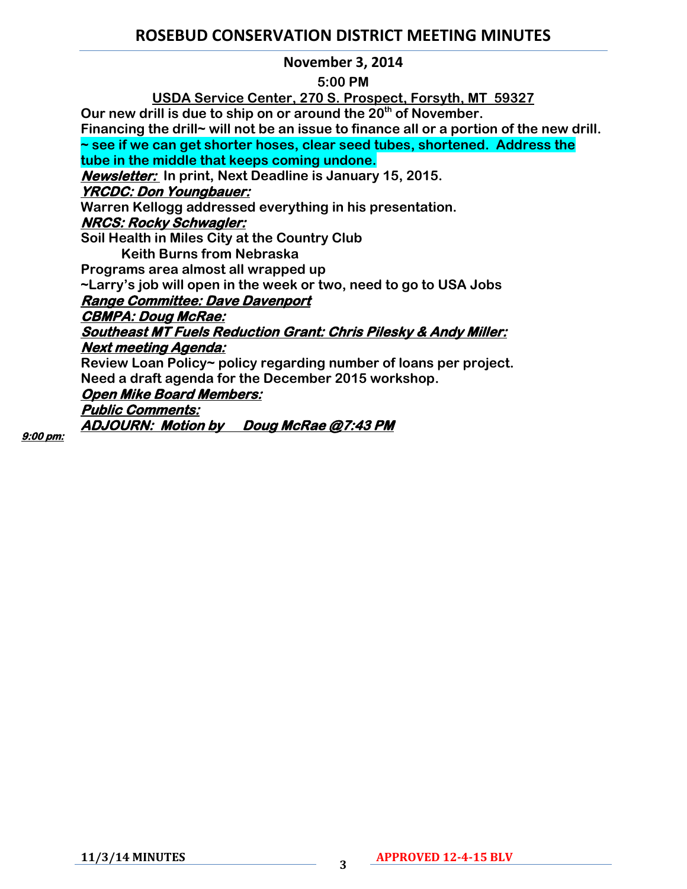# ROSEBUD CONSERVATION DISTRICT MEETING MINUTES

**November 3, 2014**

**5:00 PM**

**USDA Service Center, 270 S. Prospect, Forsyth, MT 59327**

**Our new drill is due to ship on or around the 20th of November.**

**Financing the drill~ will not be an issue to finance all or a portion of the new drill.**

**~ see if we can get shorter hoses, clear seed tubes, shortened. Address the tube in the middle that keeps coming undone.**

***Newsletter:*** **In print, Next Deadline is January 15, 2015.**

***YRCDC: Don Youngbauer:***

**Warren Kellogg addressed everything in his presentation.**

***NRCS: Rocky Schwagler:***

**Soil Health in Miles City at the Country Club**

**Keith Burns from Nebraska**

**Programs area almost all wrapped up**

**~Larry's job will open in the week or two, need to go to USA Jobs**

***Range Committee: Dave Davenport***

***CBMPA: Doug McRae:***

***Southeast MT Fuels Reduction Grant: Chris Pilesky & Andy Miller:***

***Next meeting Agenda:***

**Review Loan Policy~ policy regarding number of loans per project.**

**Need a draft agenda for the December 2015 workshop.**

***Open Mike Board Members:***

***Public Comments:***

***ADJOURN: Motion by Doug McRae @7:43 PM***

***9:00 pm:***

**11/3/14 MINUTES** **APPROVED 12-4-15 BLV**